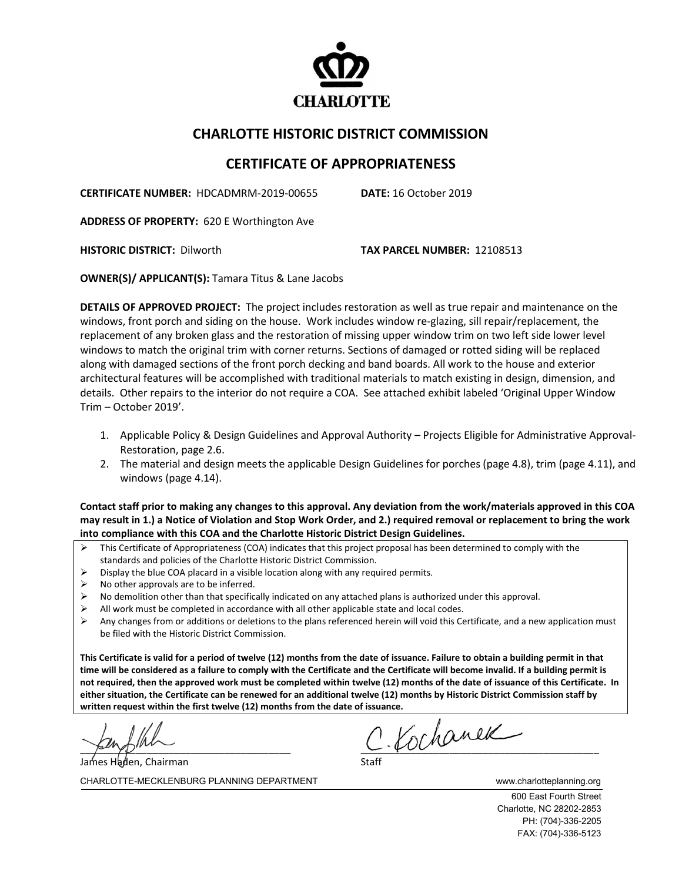CHARLOTTE

# CHARLOTTE HISTORIC DISTRICT COMMISSION

## CERTIFICATE OF APPROPRIATENESS

**CERTIFICATE NUMBER:** HDCADMRM-2019-00655 **DATE:** 16 October 2019

**ADDRESS OF PROPERTY:** 620 E Worthington Ave

**HISTORIC DISTRICT:** Dilworth **TAX PARCEL NUMBER:** 12108513

**OWNER(S)/ APPLICANT(S):** Tamara Titus & Lane Jacobs

**DETAILS OF APPROVED PROJECT:** The project includes restoration as well as true repair and maintenance on the windows, front porch and siding on the house. Work includes window re-glazing, sill repair/replacement, the replacement of any broken glass and the restoration of missing upper window trim on two left side lower level windows to match the original trim with corner returns. Sections of damaged or rotted siding will be replaced along with damaged sections of the front porch decking and band boards. All work to the house and exterior architectural features will be accomplished with traditional materials to match existing in design, dimension, and details. Other repairs to the interior do not require a COA. See attached exhibit labeled 'Original Upper Window Trim – October 2019'.

1. Applicable Policy & Design Guidelines and Approval Authority – Projects Eligible for Administrative Approval-Restoration, page 2.6.
2. The material and design meets the applicable Design Guidelines for porches (page 4.8), trim (page 4.11), and windows (page 4.14).

**Contact staff prior to making any changes to this approval. Any deviation from the work/materials approved in this COA may result in 1.) a Notice of Violation and Stop Work Order, and 2.) required removal or replacement to bring the work into compliance with this COA and the Charlotte Historic District Design Guidelines.**

- This Certificate of Appropriateness (COA) indicates that this project proposal has been determined to comply with the standards and policies of the Charlotte Historic District Commission.
- Display the blue COA placard in a visible location along with any required permits.
- No other approvals are to be inferred.
- No demolition other than that specifically indicated on any attached plans is authorized under this approval.
- All work must be completed in accordance with all other applicable state and local codes.
- Any changes from or additions or deletions to the plans referenced herein will void this Certificate, and a new application must be filed with the Historic District Commission.

**This Certificate is valid for a period of twelve (12) months from the date of issuance. Failure to obtain a building permit in that time will be considered as a failure to comply with the Certificate and the Certificate will become invalid. If a building permit is not required, then the approved work must be completed within twelve (12) months of the date of issuance of this Certificate. In either situation, the Certificate can be renewed for an additional twelve (12) months by Historic District Commission staff by written request within the first twelve (12) months from the date of issuance.**

James Haden, Chairman

C. Kochanek
Staff

CHARLOTTE-MECKLENBURG PLANNING DEPARTMENT www.charlotteplanning.org

600 East Fourth Street
Charlotte, NC 28202-2853
PH: (704)-336-2205
FAX: (704)-336-5123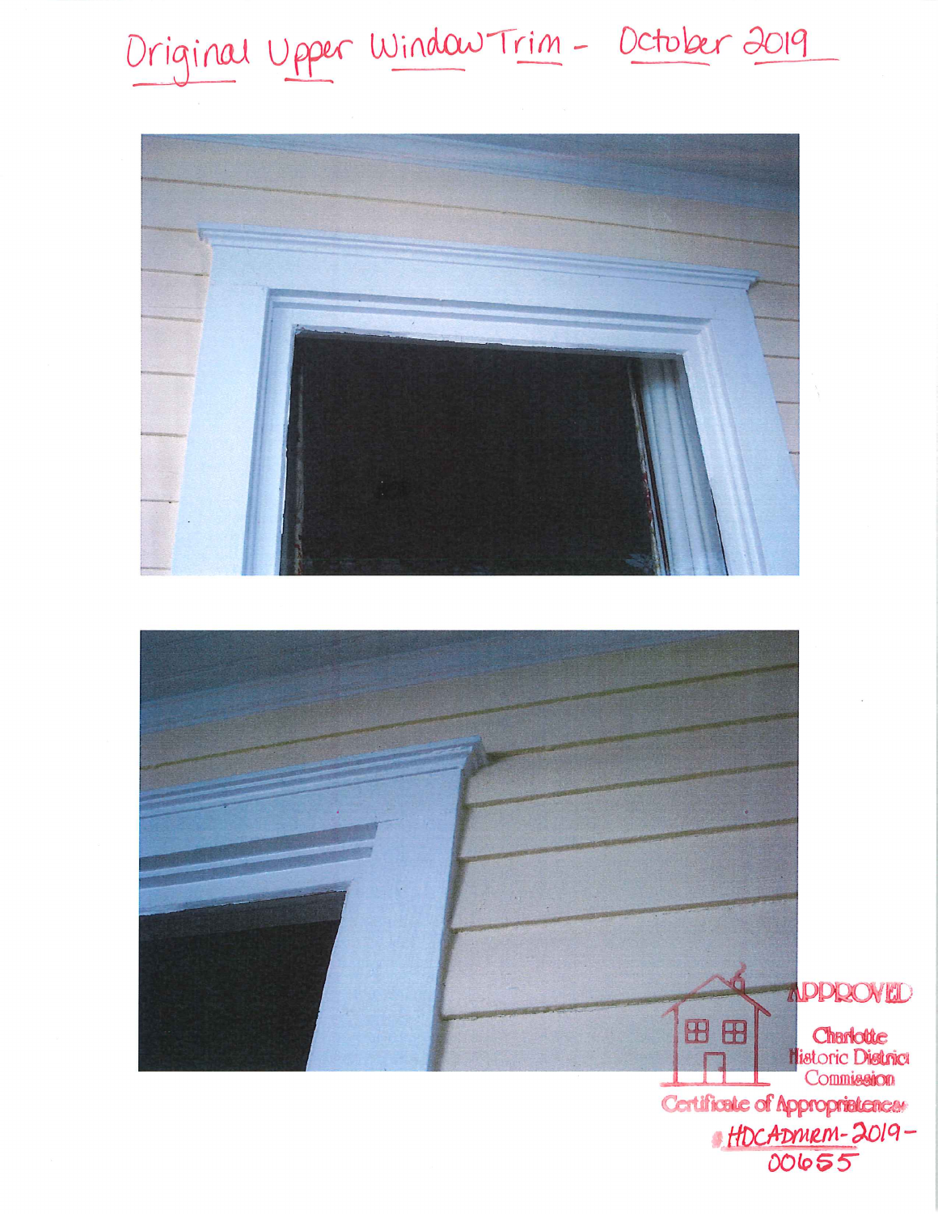Original Upper Window Trim - October 2019

APPROVED

Charlotte Historic District Commission

Certificate of Appropriateness

HDCADMRM-2019-00655